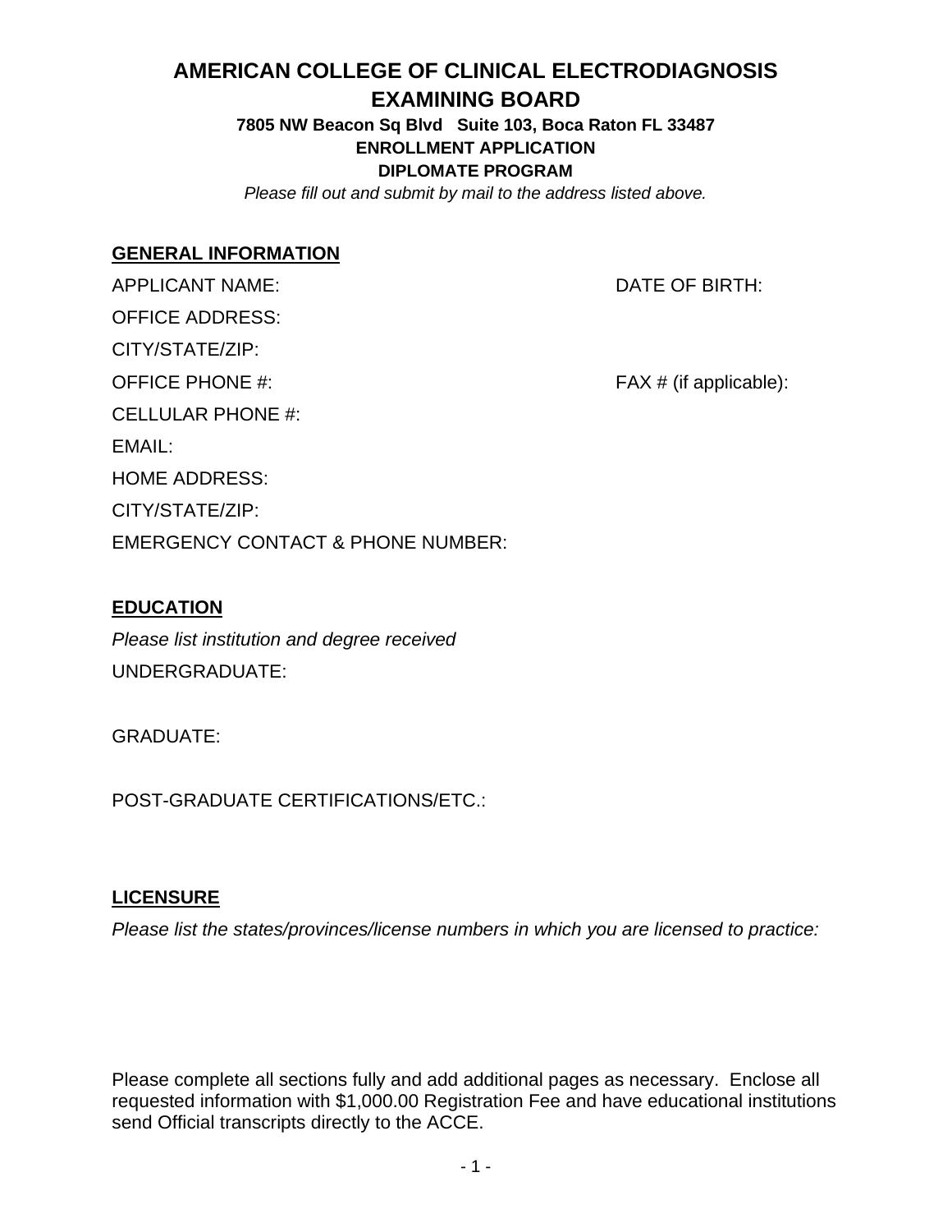# AMERICAN COLLEGE OF CLINICAL ELECTRODIAGNOSIS EXAMINING BOARD

**7805 NW Beacon Sq Blvd Suite 103, Boca Raton FL 33487**

**ENROLLMENT APPLICATION**

**DIPLOMATE PROGRAM**

*Please fill out and submit by mail to the address listed above.*

## GENERAL INFORMATION

APPLICANT NAME: DATE OF BIRTH:

OFFICE ADDRESS:

CITY/STATE/ZIP:

OFFICE PHONE #: FAX # (if applicable):

CELLULAR PHONE #:

EMAIL:

HOME ADDRESS:

CITY/STATE/ZIP:

EMERGENCY CONTACT & PHONE NUMBER:

## EDUCATION

*Please list institution and degree received*

UNDERGRADUATE:

GRADUATE:

POST-GRADUATE CERTIFICATIONS/ETC.:

## LICENSURE

*Please list the states/provinces/license numbers in which you are licensed to practice:*

Please complete all sections fully and add additional pages as necessary. Enclose all requested information with $1,000.00 Registration Fee and have educational institutions send Official transcripts directly to the ACCE.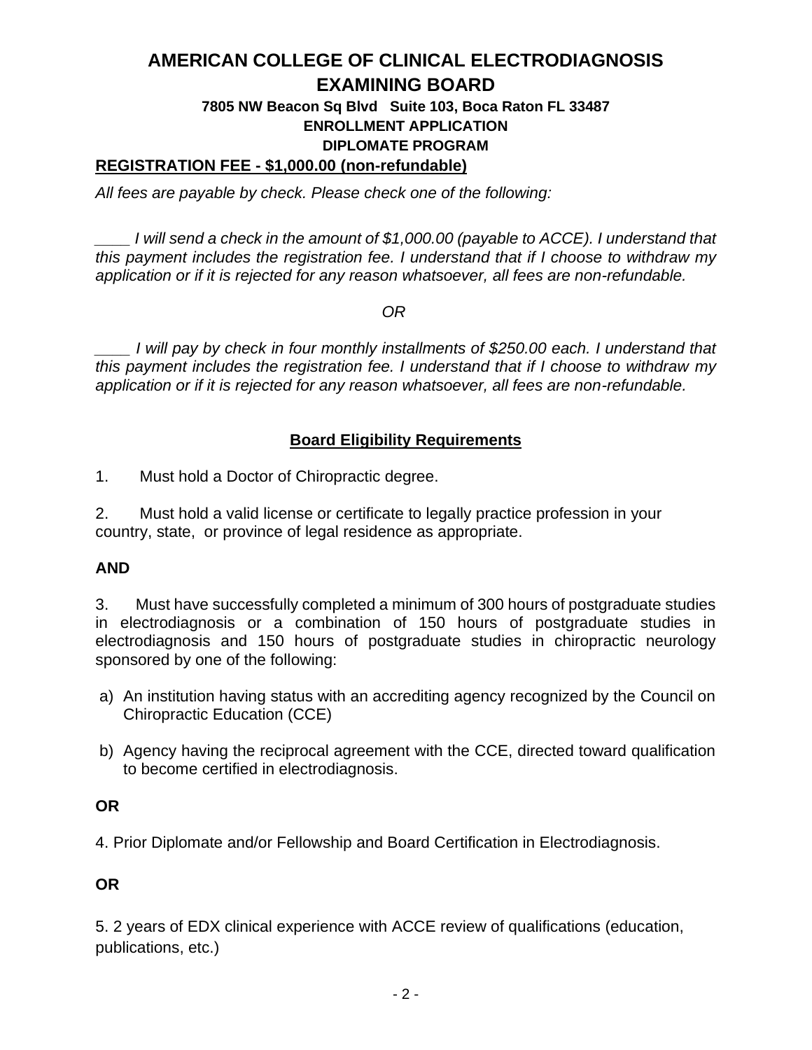# AMERICAN COLLEGE OF CLINICAL ELECTRODIAGNOSIS EXAMINING BOARD

**7805 NW Beacon Sq Blvd Suite 103, Boca Raton FL 33487**

**ENROLLMENT APPLICATION**

**DIPLOMATE PROGRAM**

**REGISTRATION FEE - $1,000.00 (non-refundable)**

*All fees are payable by check. Please check one of the following:*

*____ I will send a check in the amount of $1,000.00 (payable to ACCE). I understand that this payment includes the registration fee. I understand that if I choose to withdraw my application or if it is rejected for any reason whatsoever, all fees are non-refundable.*

*OR*

*____ I will pay by check in four monthly installments of $250.00 each. I understand that this payment includes the registration fee. I understand that if I choose to withdraw my application or if it is rejected for any reason whatsoever, all fees are non-refundable.*

## Board Eligibility Requirements

1. Must hold a Doctor of Chiropractic degree.

2. Must hold a valid license or certificate to legally practice profession in your country, state, or province of legal residence as appropriate.

**AND**

3. Must have successfully completed a minimum of 300 hours of postgraduate studies in electrodiagnosis or a combination of 150 hours of postgraduate studies in electrodiagnosis and 150 hours of postgraduate studies in chiropractic neurology sponsored by one of the following:

a) An institution having status with an accrediting agency recognized by the Council on Chiropractic Education (CCE)

b) Agency having the reciprocal agreement with the CCE, directed toward qualification to become certified in electrodiagnosis.

**OR**

4. Prior Diplomate and/or Fellowship and Board Certification in Electrodiagnosis.

**OR**

5. 2 years of EDX clinical experience with ACCE review of qualifications (education, publications, etc.)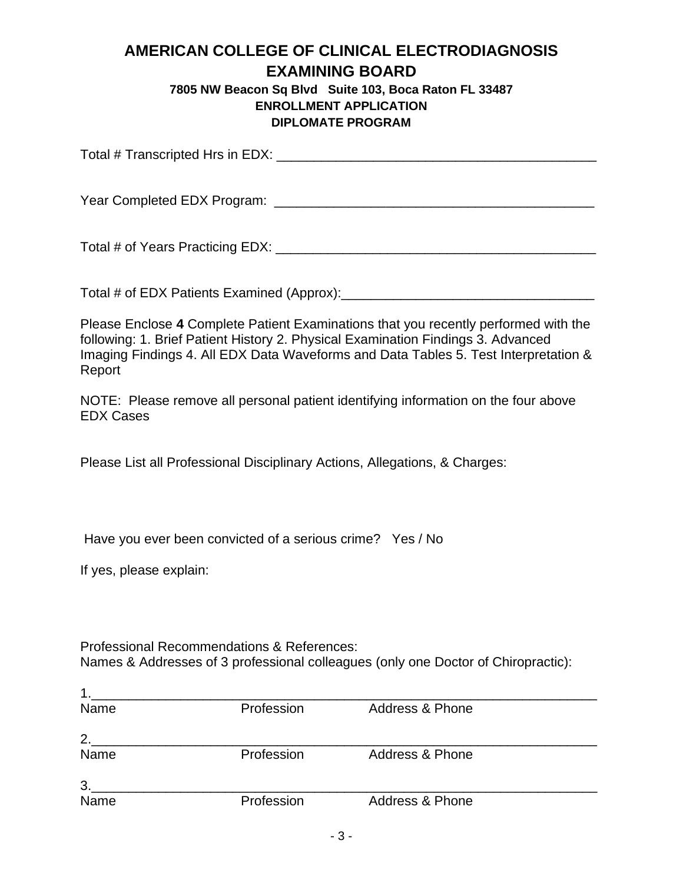# AMERICAN COLLEGE OF CLINICAL ELECTRODIAGNOSIS EXAMINING BOARD

**7805 NW Beacon Sq Blvd Suite 103, Boca Raton FL 33487**

**ENROLLMENT APPLICATION**

**DIPLOMATE PROGRAM**

Total # Transcripted Hrs in EDX: ____________________________________________

Year Completed EDX Program: ____________________________________________

Total # of Years Practicing EDX: ____________________________________________

Total # of EDX Patients Examined (Approx):__________________________________

Please Enclose **4** Complete Patient Examinations that you recently performed with the following: 1. Brief Patient History 2. Physical Examination Findings 3. Advanced Imaging Findings 4. All EDX Data Waveforms and Data Tables 5. Test Interpretation & Report

NOTE: Please remove all personal patient identifying information on the four above EDX Cases

Please List all Professional Disciplinary Actions, Allegations, & Charges:

Have you ever been convicted of a serious crime? Yes / No

If yes, please explain:

Professional Recommendations & References:
Names & Addresses of 3 professional colleagues (only one Doctor of Chiropractic):

1.____________________________________________________________________
Name Profession Address & Phone

2.____________________________________________________________________
Name Profession Address & Phone

3.____________________________________________________________________
Name Profession Address & Phone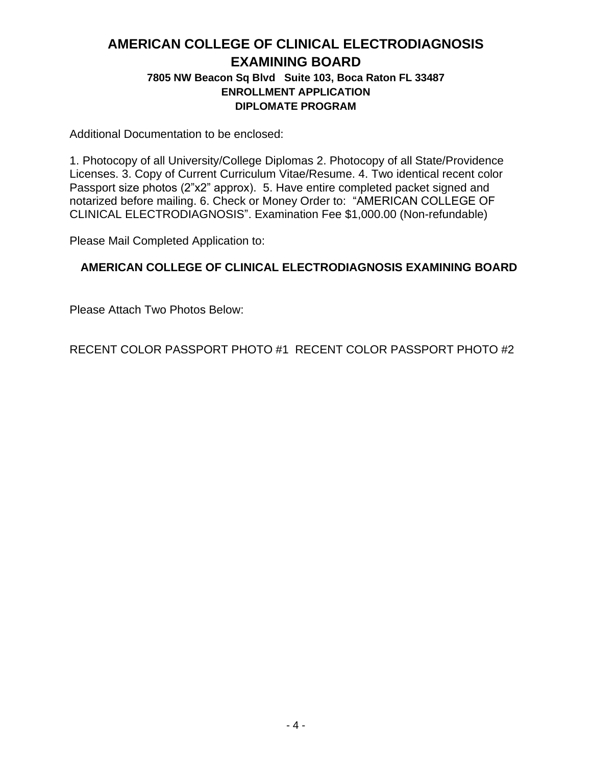# AMERICAN COLLEGE OF CLINICAL ELECTRODIAGNOSIS EXAMINING BOARD

**7805 NW Beacon Sq Blvd Suite 103, Boca Raton FL 33487**

**ENROLLMENT APPLICATION**

**DIPLOMATE PROGRAM**

Additional Documentation to be enclosed:

1. Photocopy of all University/College Diplomas 2. Photocopy of all State/Providence Licenses. 3. Copy of Current Curriculum Vitae/Resume. 4. Two identical recent color Passport size photos (2"x2" approx). 5. Have entire completed packet signed and notarized before mailing. 6. Check or Money Order to: "AMERICAN COLLEGE OF CLINICAL ELECTRODIAGNOSIS". Examination Fee $1,000.00 (Non-refundable)

Please Mail Completed Application to:

**AMERICAN COLLEGE OF CLINICAL ELECTRODIAGNOSIS EXAMINING BOARD**

Please Attach Two Photos Below:

RECENT COLOR PASSPORT PHOTO #1 RECENT COLOR PASSPORT PHOTO #2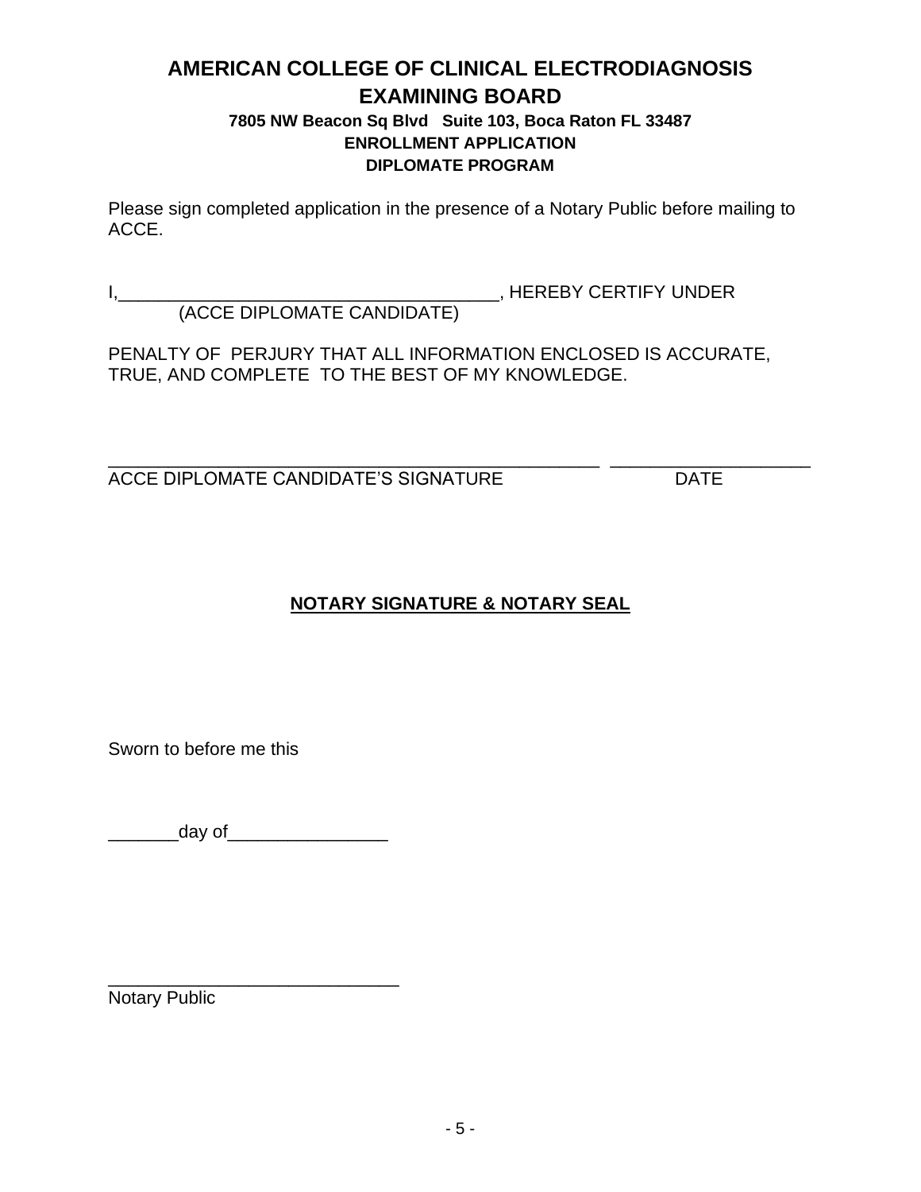# AMERICAN COLLEGE OF CLINICAL ELECTRODIAGNOSIS EXAMINING BOARD

**7805 NW Beacon Sq Blvd Suite 103, Boca Raton FL 33487**

**ENROLLMENT APPLICATION**

**DIPLOMATE PROGRAM**

Please sign completed application in the presence of a Notary Public before mailing to ACCE.

I,______________________________________, HEREBY CERTIFY UNDER
(ACCE DIPLOMATE CANDIDATE)

PENALTY OF PERJURY THAT ALL INFORMATION ENCLOSED IS ACCURATE, TRUE, AND COMPLETE TO THE BEST OF MY KNOWLEDGE.

_________________________________________________ ____________________
ACCE DIPLOMATE CANDIDATE'S SIGNATURE DATE

**NOTARY SIGNATURE & NOTARY SEAL**

Sworn to before me this

_______day of________________

_____________________________
Notary Public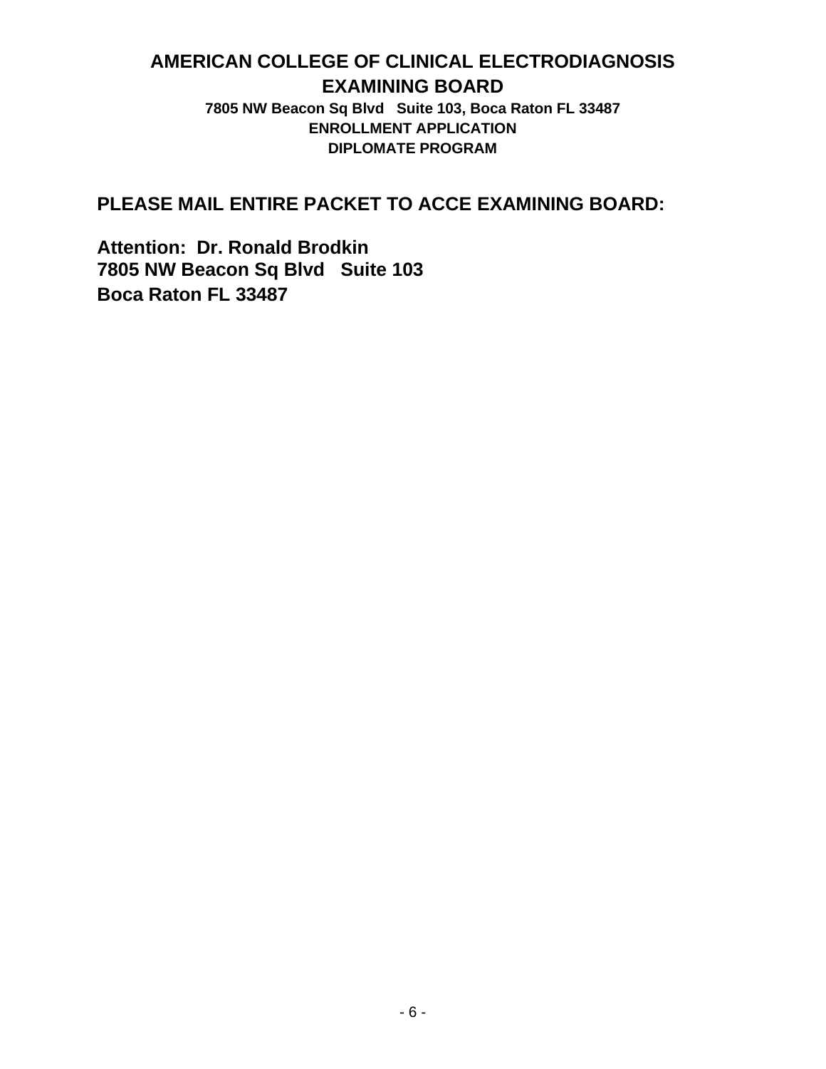# AMERICAN COLLEGE OF CLINICAL ELECTRODIAGNOSIS EXAMINING BOARD

**7805 NW Beacon Sq Blvd Suite 103, Boca Raton FL 33487**

**ENROLLMENT APPLICATION**

**DIPLOMATE PROGRAM**

**PLEASE MAIL ENTIRE PACKET TO ACCE EXAMINING BOARD:**

**Attention: Dr. Ronald Brodkin**
**7805 NW Beacon Sq Blvd Suite 103**
**Boca Raton FL 33487**